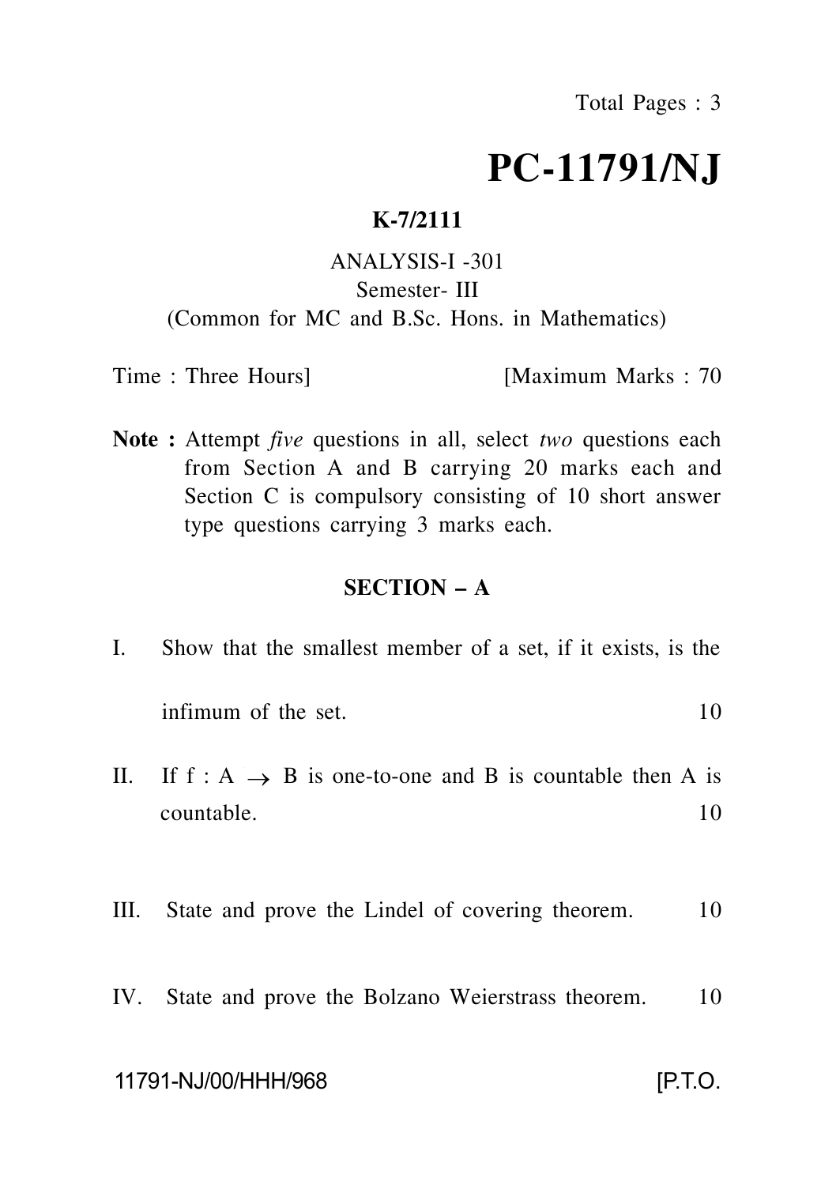Total Pages : 3

# PC-11791/NJ

**K-7/2111**

ANALYSIS-I -301
Semester- III
(Common for MC and B.Sc. Hons. in Mathematics)

Time : Three Hours] [Maximum Marks : 70

**Note :** Attempt *five* questions in all, select *two* questions each from Section A and B carrying 20 marks each and Section C is compulsory consisting of 10 short answer type questions carrying 3 marks each.

## SECTION – A

I. Show that the smallest member of a set, if it exists, is the infimum of the set. 10

II. If $f : A \rightarrow B$ is one-to-one and B is countable then A is countable. 10

III. State and prove the Lindel of covering theorem. 10

IV. State and prove the Bolzano Weierstrass theorem. 10

11791-NJ/00/HHH/968 [P.T.O.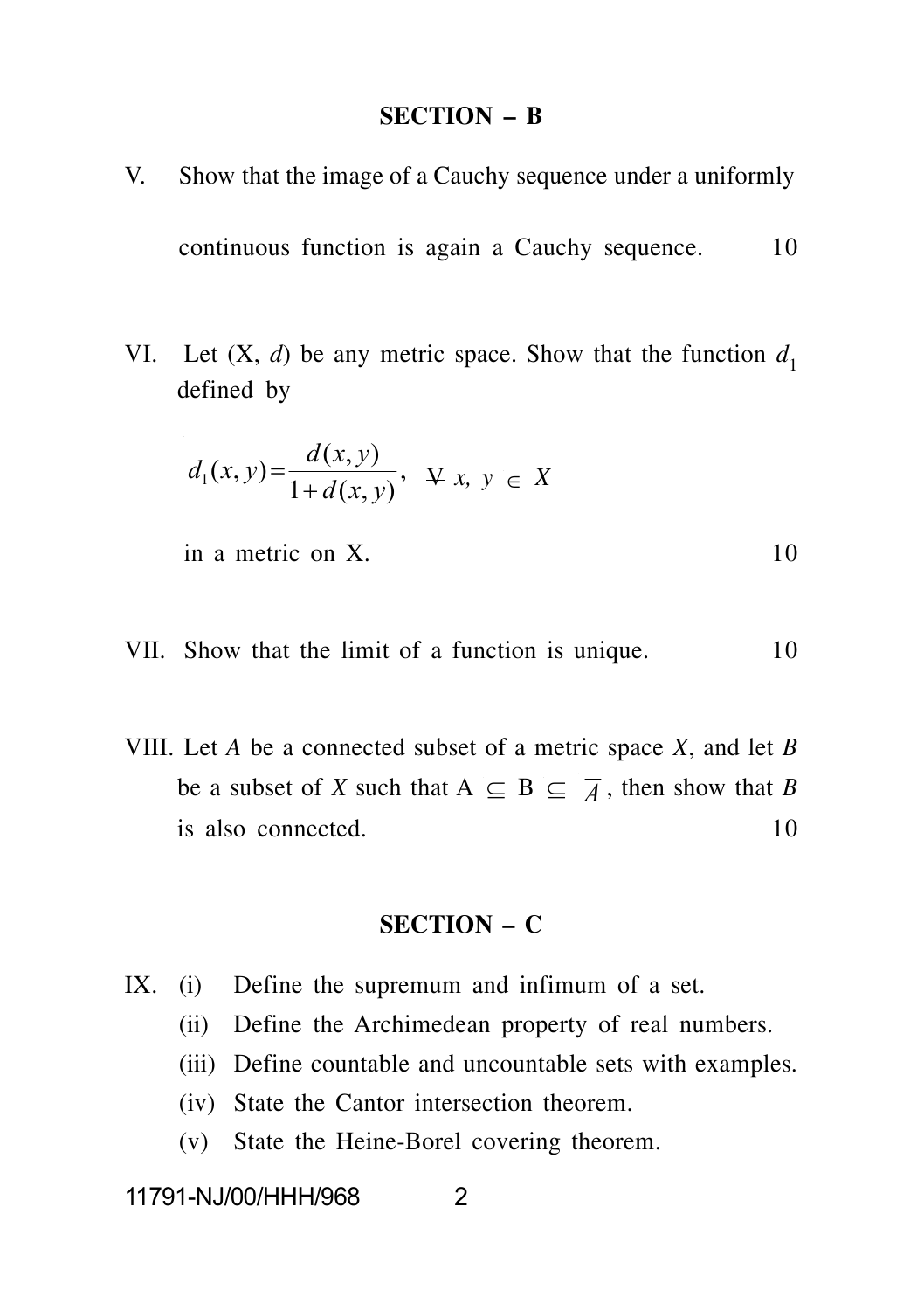## SECTION – B

V. Show that the image of a Cauchy sequence under a uniformly continuous function is again a Cauchy sequence. 10

VI. Let (X, $d$) be any metric space. Show that the function $d_1$ defined by

$$d_1(x, y) = \frac{d(x, y)}{1 + d(x, y)}, \quad \forall\ x, y \in X$$

in a metric on X. 10

VII. Show that the limit of a function is unique. 10

VIII. Let $A$ be a connected subset of a metric space $X$, and let $B$ be a subset of $X$ such that $A \subseteq B \subseteq \overline{A}$, then show that $B$ is also connected. 10

## SECTION – C

IX. (i) Define the supremum and infimum of a set.

(ii) Define the Archimedean property of real numbers.

(iii) Define countable and uncountable sets with examples.

(iv) State the Cantor intersection theorem.

(v) State the Heine-Borel covering theorem.

11791-NJ/00/HHH/968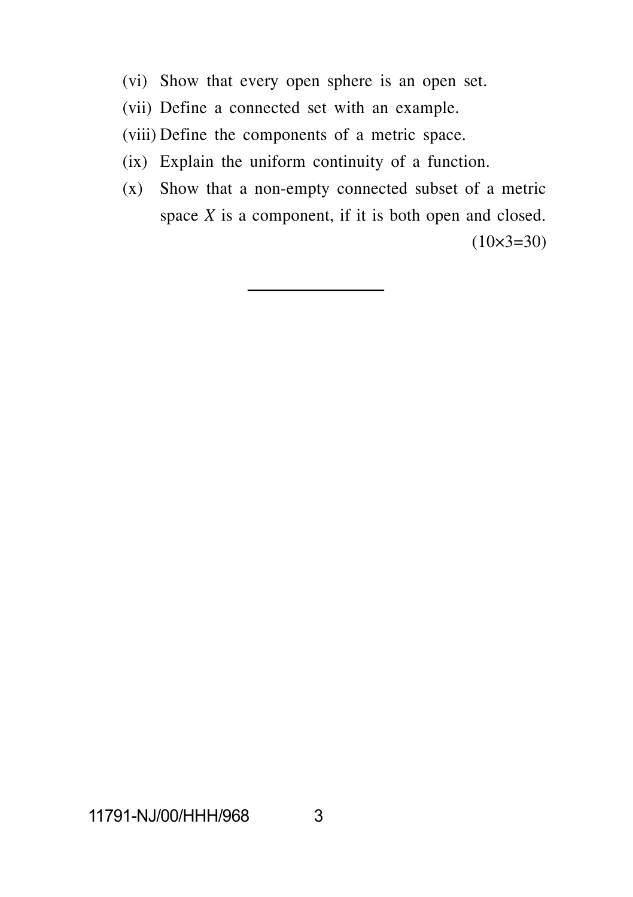(vi) Show that every open sphere is an open set.

(vii) Define a connected set with an example.

(viii) Define the components of a metric space.

(ix) Explain the uniform continuity of a function.

(x) Show that a non-empty connected subset of a metric space $X$ is a component, if it is both open and closed.

(10×3=30)